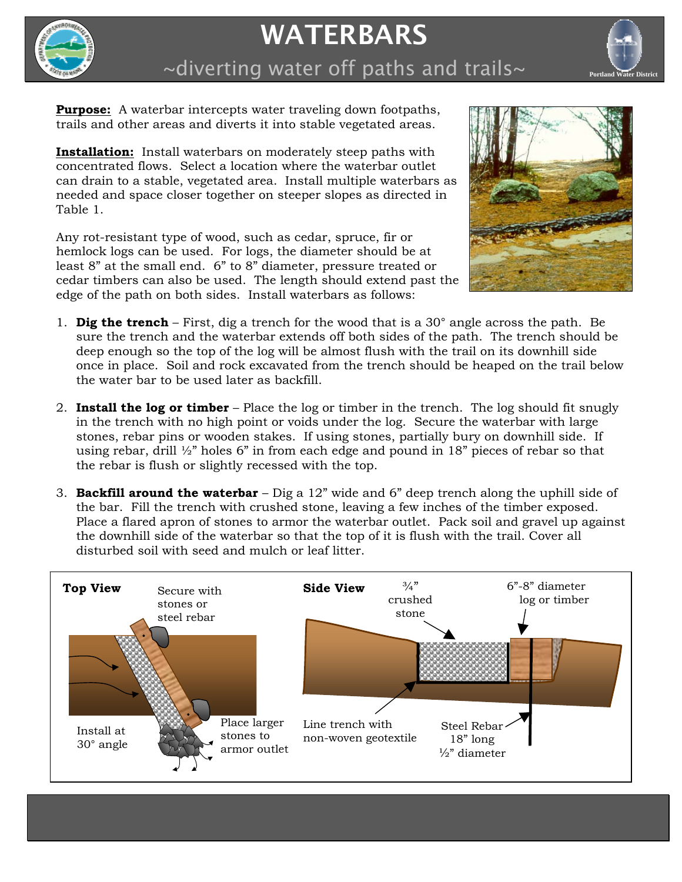# WATERBARS

## ~diverting water off paths and trails~

**Purpose:** A waterbar intercepts water traveling down footpaths, trails and other areas and diverts it into stable vegetated areas.

**Installation:** Install waterbars on moderately steep paths with concentrated flows. Select a location where the waterbar outlet can drain to a stable, vegetated area. Install multiple waterbars as needed and space closer together on steeper slopes as directed in Table 1.

Any rot-resistant type of wood, such as cedar, spruce, fir or hemlock logs can be used. For logs, the diameter should be at least 8" at the small end. 6" to 8" diameter, pressure treated or cedar timbers can also be used. The length should extend past the edge of the path on both sides. Install waterbars as follows:

1. **Dig the trench** – First, dig a trench for the wood that is a 30° angle across the path. Be sure the trench and the waterbar extends off both sides of the path. The trench should be deep enough so the top of the log will be almost flush with the trail on its downhill side once in place. Soil and rock excavated from the trench should be heaped on the trail below the water bar to be used later as backfill.

2. **Install the log or timber** – Place the log or timber in the trench. The log should fit snugly in the trench with no high point or voids under the log. Secure the waterbar with large stones, rebar pins or wooden stakes. If using stones, partially bury on downhill side. If using rebar, drill ½" holes 6" in from each edge and pound in 18" pieces of rebar so that the rebar is flush or slightly recessed with the top.

3. **Backfill around the waterbar** – Dig a 12" wide and 6" deep trench along the uphill side of the bar. Fill the trench with crushed stone, leaving a few inches of the timber exposed. Place a flared apron of stones to armor the waterbar outlet. Pack soil and gravel up against the downhill side of the waterbar so that the top of it is flush with the trail. Cover all disturbed soil with seed and mulch or leaf litter.

**Top View**

Secure with stones or steel rebar

Install at 30° angle

Place larger stones to armor outlet

**Side View**

¾" crushed stone

6"-8" diameter log or timber

Line trench with non-woven geotextile

Steel Rebar 18" long ½" diameter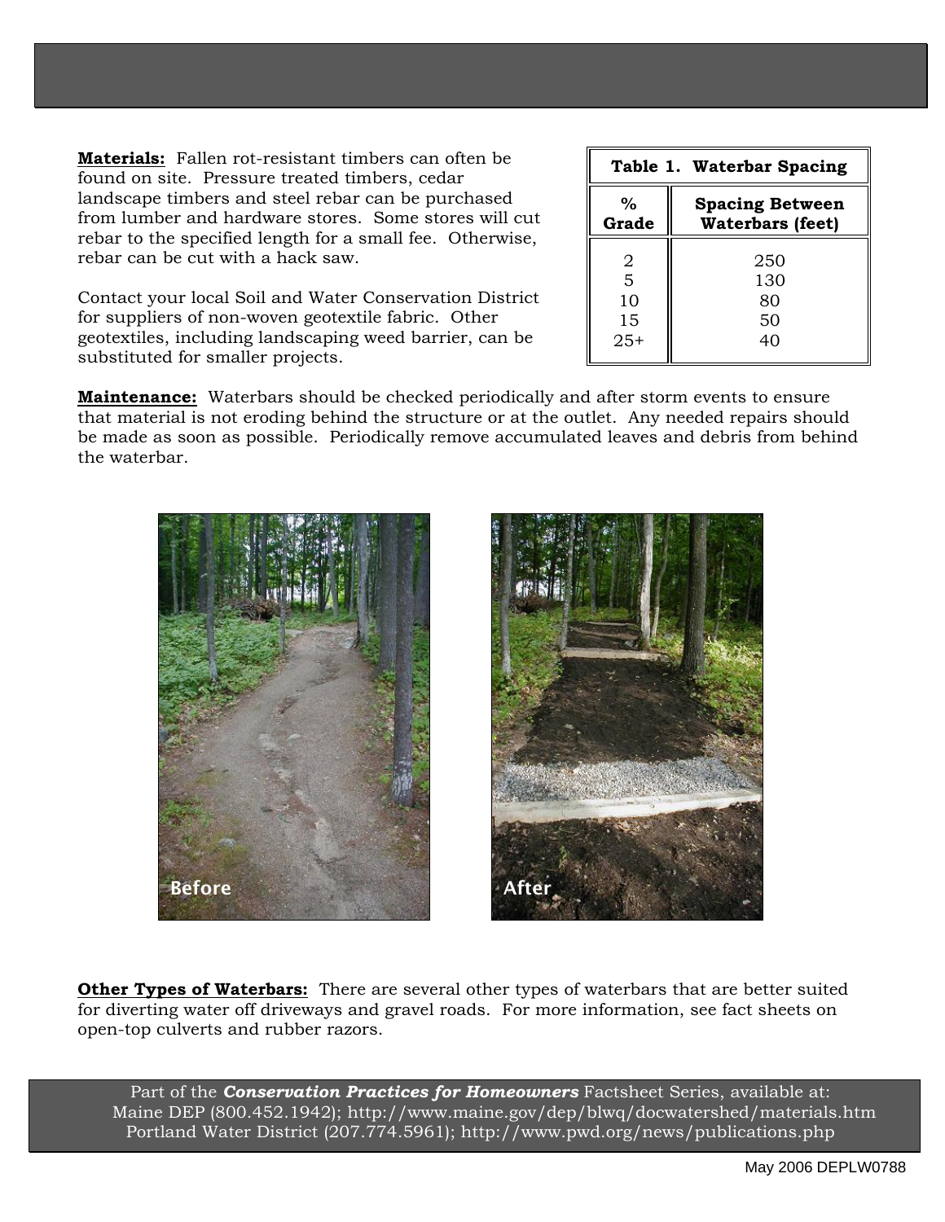**Materials:** Fallen rot-resistant timbers can often be found on site. Pressure treated timbers, cedar landscape timbers and steel rebar can be purchased from lumber and hardware stores. Some stores will cut rebar to the specified length for a small fee. Otherwise, rebar can be cut with a hack saw.

Contact your local Soil and Water Conservation District for suppliers of non-woven geotextile fabric. Other geotextiles, including landscaping weed barrier, can be substituted for smaller projects.

**Table 1. Waterbar Spacing**

| % Grade | Spacing Between Waterbars (feet) |
|---|---|
| 2 | 250 |
| 5 | 130 |
| 10 | 80 |
| 15 | 50 |
| 25+ | 40 |

**Maintenance:** Waterbars should be checked periodically and after storm events to ensure that material is not eroding behind the structure or at the outlet. Any needed repairs should be made as soon as possible. Periodically remove accumulated leaves and debris from behind the waterbar.

Before

After

**Other Types of Waterbars:** There are several other types of waterbars that are better suited for diverting water off driveways and gravel roads. For more information, see fact sheets on open-top culverts and rubber razors.

Part of the ***Conservation Practices for Homeowners*** Factsheet Series, available at:
Maine DEP (800.452.1942); http://www.maine.gov/dep/blwq/docwatershed/materials.htm
Portland Water District (207.774.5961); http://www.pwd.org/news/publications.php

May 2006 DEPLW0788